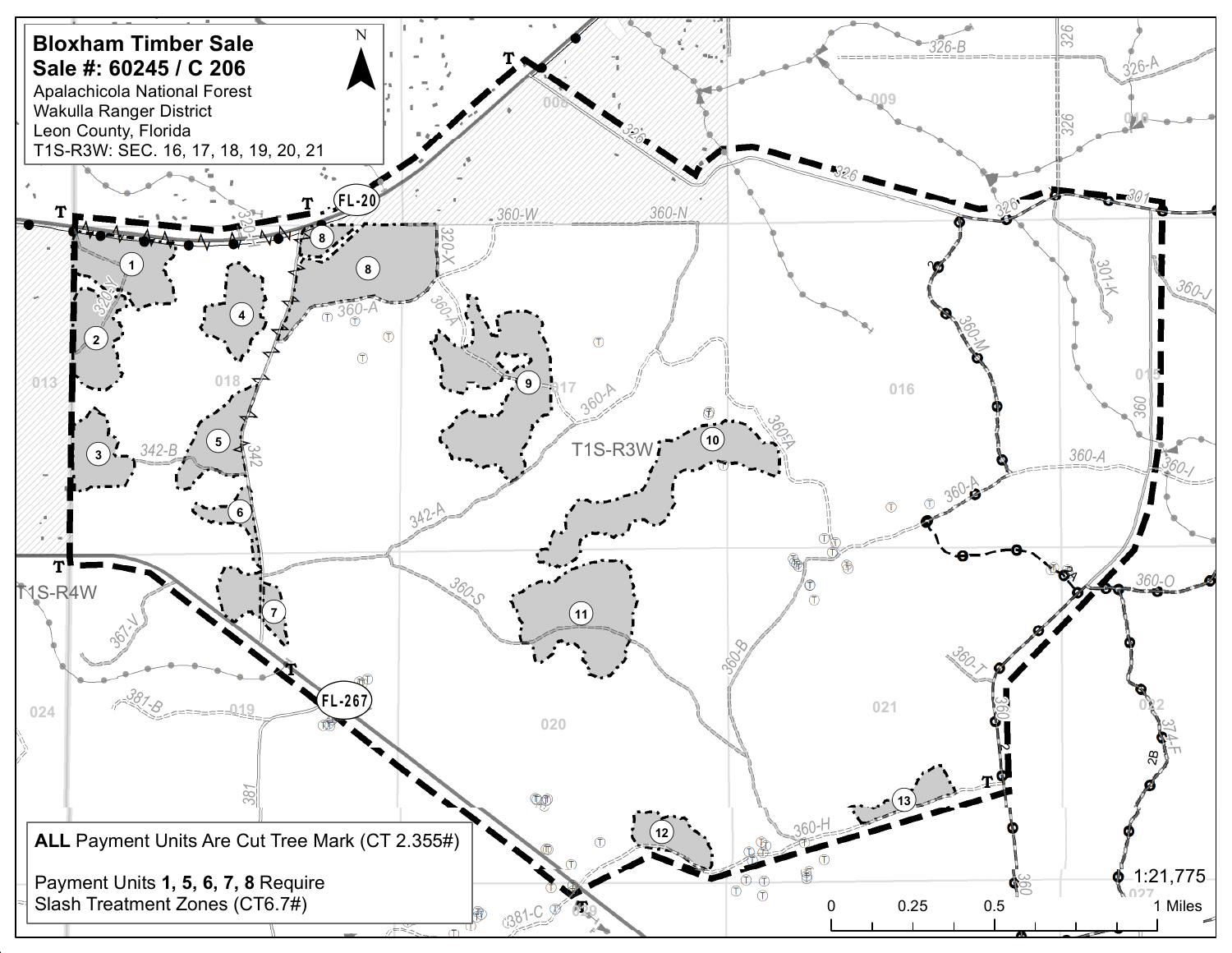# Bloxham Timber Sale
## Sale #: 60245 / C 206

Apalachicola National Forest
Wakulla Ranger District
Leon County, Florida
T1S-R3W: SEC. 16, 17, 18, 19, 20, 21

**ALL** Payment Units Are Cut Tree Mark (CT 2.355#)

Payment Units **1, 5, 6, 7, 8** Require Slash Treatment Zones (CT6.7#)

1:21,775

0 0.25 0.5 1 Miles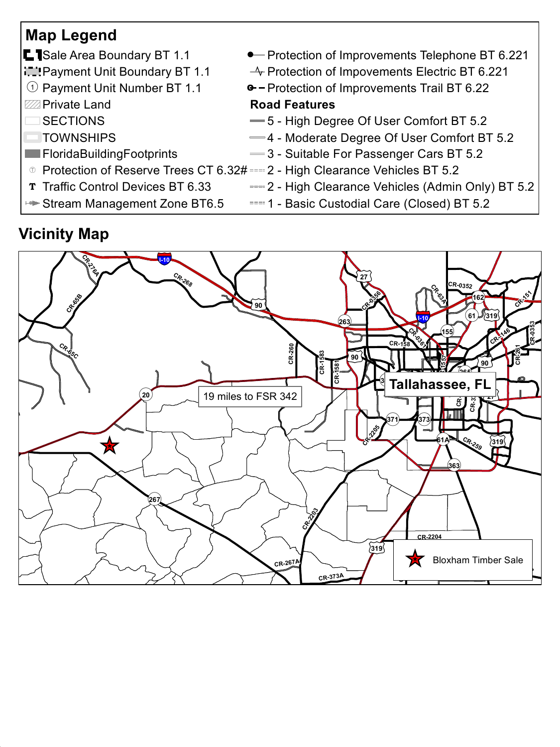## Map Legend

- Sale Area Boundary BT 1.1
- Payment Unit Boundary BT 1.1
- Payment Unit Number BT 1.1
- Private Land
- SECTIONS
- TOWNSHIPS
- FloridaBuildingFootprints
- Protection of Reserve Trees CT 6.32#
- Traffic Control Devices BT 6.33
- Stream Management Zone BT6.5
- Protection of Improvements Telephone BT 6.221
- Protection of Impovements Electric BT 6.221
- Protection of Improvements Trail BT 6.22

**Road Features**

- 5 - High Degree Of User Comfort BT 5.2
- 4 - Moderate Degree Of User Comfort BT 5.2
- 3 - Suitable For Passenger Cars BT 5.2
- 2 - High Clearance Vehicles BT 5.2
- 2 - High Clearance Vehicles (Admin Only) BT 5.2
- 1 - Basic Custodial Care (Closed) BT 5.2

## Vicinity Map

Tallahassee, FL

19 miles to FSR 342

Bloxham Timber Sale